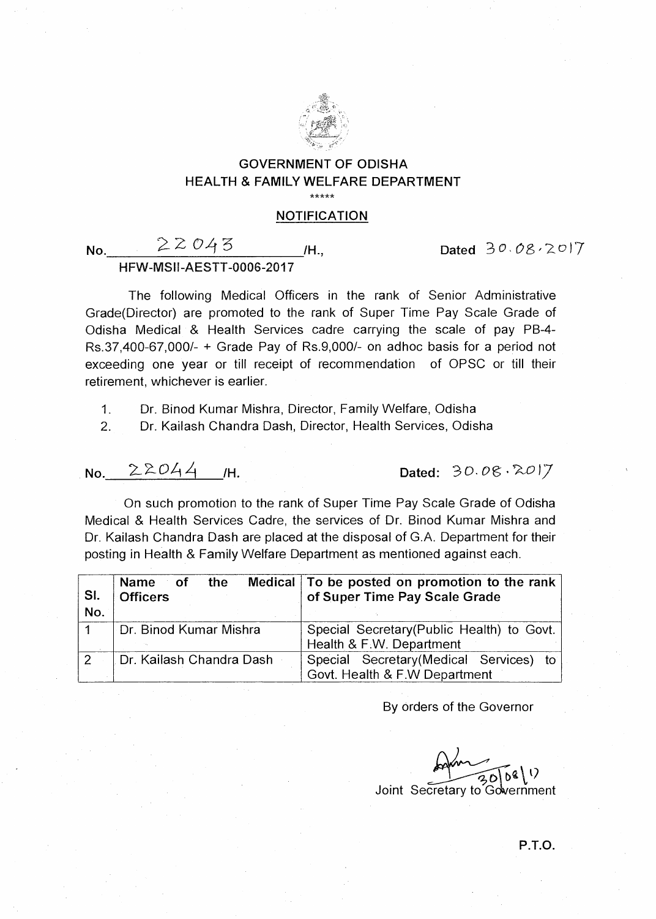# GOVERNMENT OF ODISHA
## HEALTH & FAMILY WELFARE DEPARTMENT

\*\*\*\*\*

## NOTIFICATION

No. 22043 /H., Dated 30.08.2017

HFW-MSII-AESTT-0006-2017

The following Medical Officers in the rank of Senior Administrative Grade(Director) are promoted to the rank of Super Time Pay Scale Grade of Odisha Medical & Health Services cadre carrying the scale of pay PB-4-Rs.37,400-67,000/- + Grade Pay of Rs.9,000/- on adhoc basis for a period not exceeding one year or till receipt of recommendation of OPSC or till their retirement, whichever is earlier.

1. Dr. Binod Kumar Mishra, Director, Family Welfare, Odisha
2. Dr. Kailash Chandra Dash, Director, Health Services, Odisha

No. 22044 /H. Dated: 30.08.2017

On such promotion to the rank of Super Time Pay Scale Grade of Odisha Medical & Health Services Cadre, the services of Dr. Binod Kumar Mishra and Dr. Kailash Chandra Dash are placed at the disposal of G.A. Department for their posting in Health & Family Welfare Department as mentioned against each.

| Sl. No. | Name of the Medical Officers | To be posted on promotion to the rank of Super Time Pay Scale Grade |
|---|---|---|
| 1 | Dr. Binod Kumar Mishra | Special Secretary(Public Health) to Govt. Health & F.W. Department |
| 2 | Dr. Kailash Chandra Dash | Special Secretary(Medical Services) to Govt. Health & F.W Department |

By orders of the Governor

30/08/17

Joint Secretary to Government

P.T.O.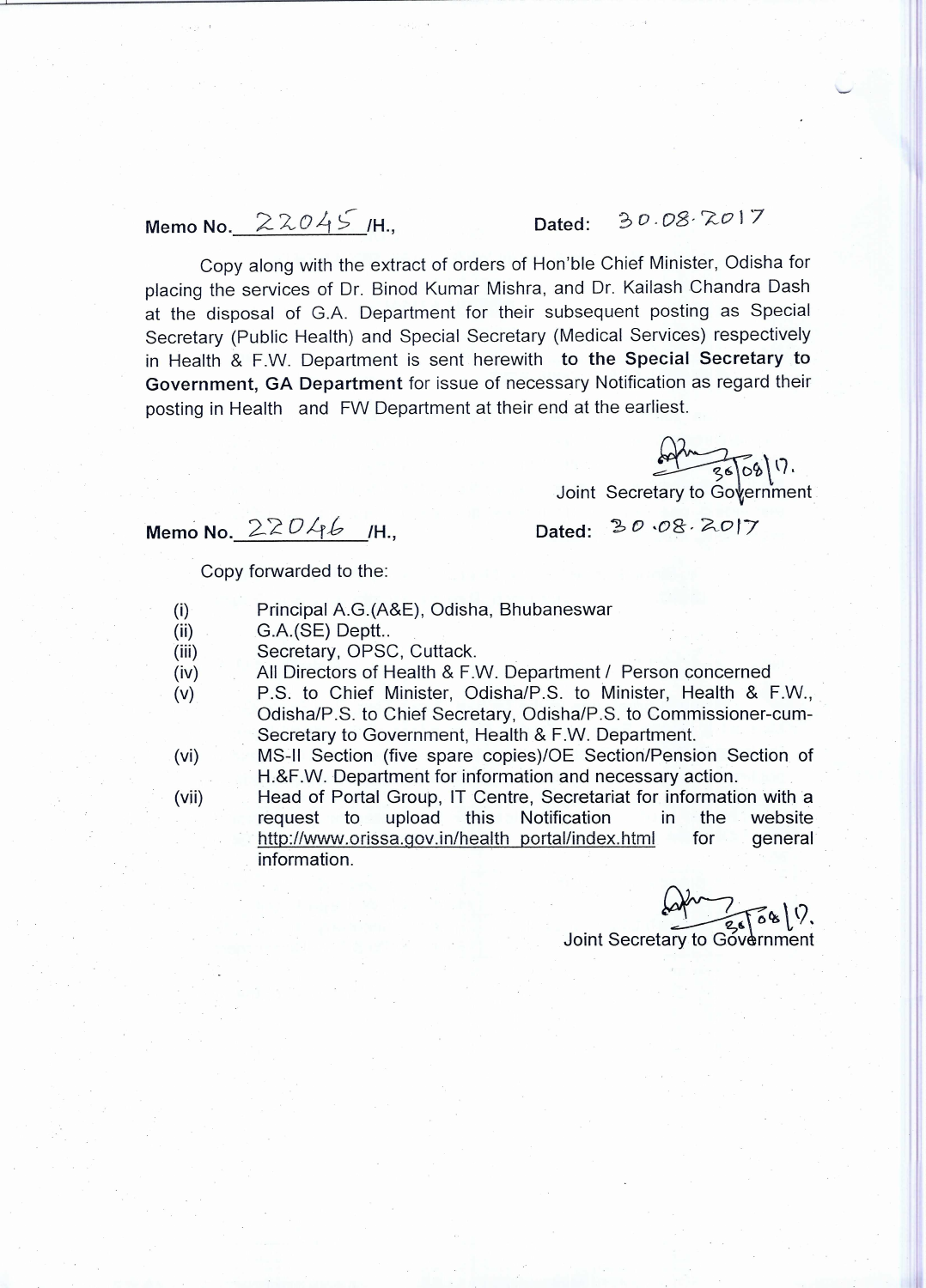Memo No. 22045 /H., Dated: 30.08.2017

Copy along with the extract of orders of Hon'ble Chief Minister, Odisha for placing the services of Dr. Binod Kumar Mishra, and Dr. Kailash Chandra Dash at the disposal of G.A. Department for their subsequent posting as Special Secretary (Public Health) and Special Secretary (Medical Services) respectively in Health & F.W. Department is sent herewith **to the Special Secretary to Government, GA Department** for issue of necessary Notification as regard their posting in Health and FW Department at their end at the earliest.

30/08/17.
Joint Secretary to Government

Memo No. 22046 /H., Dated: 30.08.2017

Copy forwarded to the:

(i) Principal A.G.(A&E), Odisha, Bhubaneswar
(ii) G.A.(SE) Deptt..
(iii) Secretary, OPSC, Cuttack.
(iv) All Directors of Health & F.W. Department / Person concerned
(v) P.S. to Chief Minister, Odisha/P.S. to Minister, Health & F.W., Odisha/P.S. to Chief Secretary, Odisha/P.S. to Commissioner-cum-Secretary to Government, Health & F.W. Department.
(vi) MS-II Section (five spare copies)/OE Section/Pension Section of H.&F.W. Department for information and necessary action.
(vii) Head of Portal Group, IT Centre, Secretariat for information with a request to upload this Notification in the website http://www.orissa.gov.in/health_portal/index.html for general information.

30/08/17.
Joint Secretary to Government